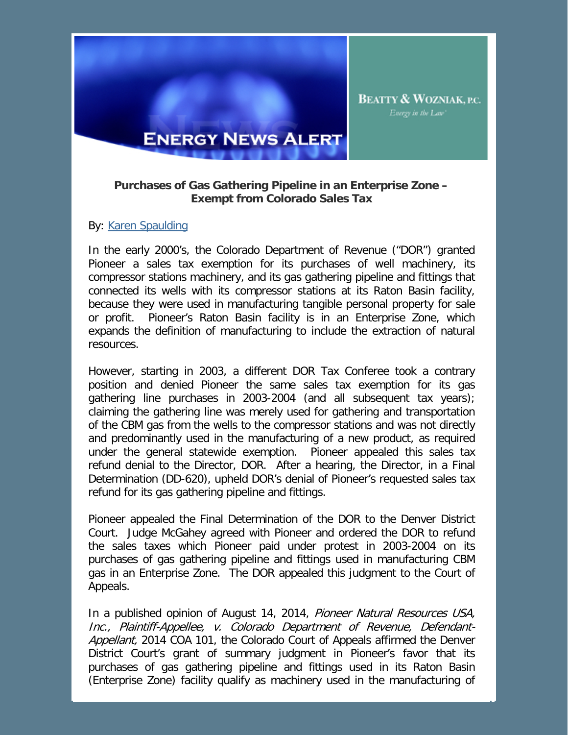BEATTY & WOZNIAK, P.C.
*Energy in the Law*

# ENERGY NEWS ALERT

**Purchases of Gas Gathering Pipeline in an Enterprise Zone – Exempt from Colorado Sales Tax**

By: Karen Spaulding

In the early 2000's, the Colorado Department of Revenue ("DOR") granted Pioneer a sales tax exemption for its purchases of well machinery, its compressor stations machinery, and its gas gathering pipeline and fittings that connected its wells with its compressor stations at its Raton Basin facility, because they were used in manufacturing tangible personal property for sale or profit. Pioneer's Raton Basin facility is in an Enterprise Zone, which expands the definition of manufacturing to include the extraction of natural resources.

However, starting in 2003, a different DOR Tax Conferee took a contrary position and denied Pioneer the same sales tax exemption for its gas gathering line purchases in 2003-2004 (and all subsequent tax years); claiming the gathering line was merely used for gathering and transportation of the CBM gas from the wells to the compressor stations and was not directly and predominantly used in the manufacturing of a new product, as required under the general statewide exemption. Pioneer appealed this sales tax refund denial to the Director, DOR. After a hearing, the Director, in a Final Determination (DD-620), upheld DOR's denial of Pioneer's requested sales tax refund for its gas gathering pipeline and fittings.

Pioneer appealed the Final Determination of the DOR to the Denver District Court. Judge McGahey agreed with Pioneer and ordered the DOR to refund the sales taxes which Pioneer paid under protest in 2003-2004 on its purchases of gas gathering pipeline and fittings used in manufacturing CBM gas in an Enterprise Zone. The DOR appealed this judgment to the Court of Appeals.

In a published opinion of August 14, 2014, *Pioneer Natural Resources USA, Inc., Plaintiff-Appellee, v. Colorado Department of Revenue, Defendant-Appellant,* 2014 COA 101, the Colorado Court of Appeals affirmed the Denver District Court's grant of summary judgment in Pioneer's favor that its purchases of gas gathering pipeline and fittings used in its Raton Basin (Enterprise Zone) facility qualify as machinery used in the manufacturing of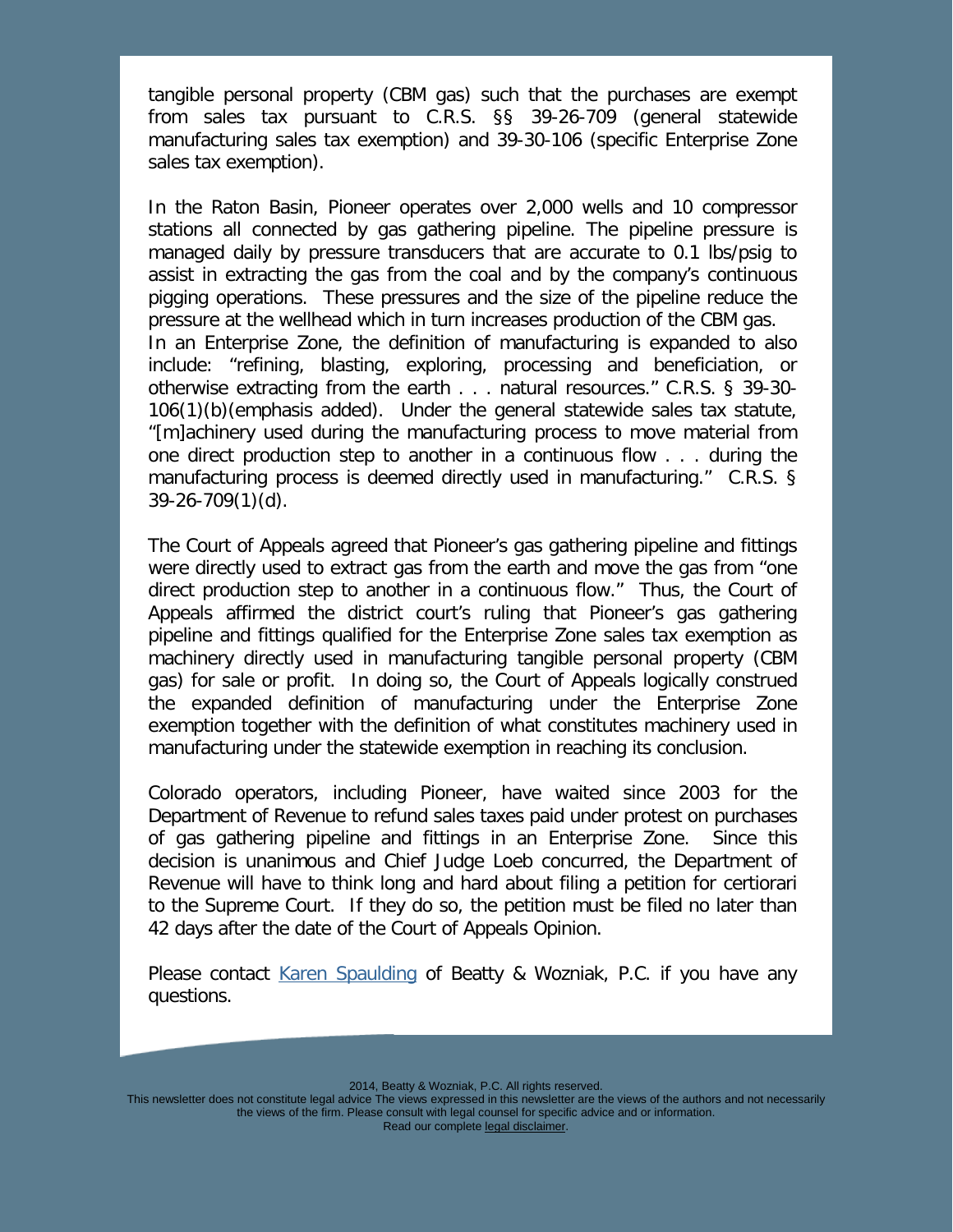tangible personal property (CBM gas) such that the purchases are exempt from sales tax pursuant to C.R.S. §§ 39-26-709 (general statewide manufacturing sales tax exemption) and 39-30-106 (specific Enterprise Zone sales tax exemption).

In the Raton Basin, Pioneer operates over 2,000 wells and 10 compressor stations all connected by gas gathering pipeline. The pipeline pressure is managed daily by pressure transducers that are accurate to 0.1 lbs/psig to assist in extracting the gas from the coal and by the company's continuous pigging operations. These pressures and the size of the pipeline reduce the pressure at the wellhead which in turn increases production of the CBM gas.

In an Enterprise Zone, the definition of manufacturing is expanded to also include: "refining, blasting, exploring, processing and beneficiation, or otherwise extracting from the earth . . . natural resources." C.R.S. § 39-30-106(1)(b)(emphasis added). Under the general statewide sales tax statute, "[m]achinery used during the manufacturing process to move material from one direct production step to another in a continuous flow . . . during the manufacturing process is deemed directly used in manufacturing." C.R.S. § 39-26-709(1)(d).

The Court of Appeals agreed that Pioneer's gas gathering pipeline and fittings were directly used to extract gas from the earth and move the gas from "one direct production step to another in a continuous flow." Thus, the Court of Appeals affirmed the district court's ruling that Pioneer's gas gathering pipeline and fittings qualified for the Enterprise Zone sales tax exemption as machinery directly used in manufacturing tangible personal property (CBM gas) for sale or profit. In doing so, the Court of Appeals logically construed the expanded definition of manufacturing under the Enterprise Zone exemption together with the definition of what constitutes machinery used in manufacturing under the statewide exemption in reaching its conclusion.

Colorado operators, including Pioneer, have waited since 2003 for the Department of Revenue to refund sales taxes paid under protest on purchases of gas gathering pipeline and fittings in an Enterprise Zone. Since this decision is unanimous and Chief Judge Loeb concurred, the Department of Revenue will have to think long and hard about filing a petition for certiorari to the Supreme Court. If they do so, the petition must be filed no later than 42 days after the date of the Court of Appeals Opinion.

Please contact Karen Spaulding of Beatty & Wozniak, P.C. if you have any questions.

2014, Beatty & Wozniak, P.C. All rights reserved.
This newsletter does not constitute legal advice The views expressed in this newsletter are the views of the authors and not necessarily the views of the firm. Please consult with legal counsel for specific advice and or information.
Read our complete legal disclaimer.